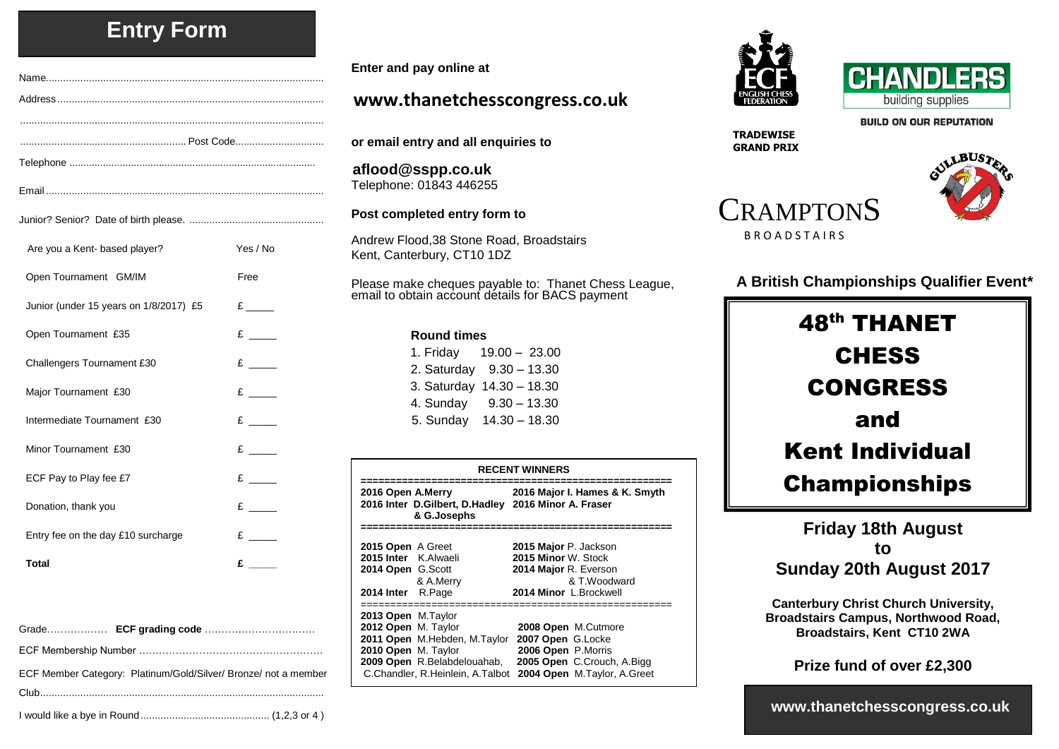# Entry Form

Name................................................................................................

Address............................................................................................

.........................................................................................................

.......................................................... Post Code..............................

Telephone ......................................................................................

Email.................................................................................................

Junior? Senior? Date of birth please. ..............................................

| | |
|---|---|
| Are you a Kent- based player? | Yes / No |
| Open Tournament GM/IM | Free |
| Junior (under 15 years on 1/8/2017) £5 | £ _____ |
| Open Tournament £35 | £ _____ |
| Challengers Tournament £30 | £ _____ |
| Major Tournament £30 | £ _____ |
| Intermediate Tournament £30 | £ _____ |
| Minor Tournament £30 | £ _____ |
| ECF Pay to Play fee £7 | £ _____ |
| Donation, thank you | £ _____ |
| Entry fee on the day £10 surcharge | £ _____ |
| **Total** | **£ _____** |

Grade……………… **ECF grading code** ……………………………

ECF Membership Number ………………………………………………

ECF Member Category: Platinum/Gold/Silver/ Bronze/ not a member

Club.................................................................................................

I would like a bye in Round............................................. (1,2,3 or 4 )

**Enter and pay online at**

## www.thanetchesscongress.co.uk

**or email entry and all enquiries to**

**aflood@sspp.co.uk**
Telephone: 01843 446255

**Post completed entry form to**

Andrew Flood,38 Stone Road, Broadstairs
Kent, Canterbury, CT10 1DZ

Please make cheques payable to: Thanet Chess League, email to obtain account details for BACS payment

**Round times**

1. Friday 19.00 – 23.00
2. Saturday 9.30 – 13.30
3. Saturday 14.30 – 18.30
4. Sunday 9.30 – 13.30
5. Sunday 14.30 – 18.30

**RECENT WINNERS**

| | |
|---|---|
| **2016 Open A.Merry** | **2016 Major I. Hames & K. Smyth** |
| **2016 Inter D.Gilbert, D.Hadley & G.Josephs** | **2016 Minor A. Fraser** |
| **2015 Open** A Greet | **2015 Major** P. Jackson |
| **2015 Inter** K.Alwaeli | **2015 Minor** W. Stock |
| **2014 Open** G.Scott & A.Merry | **2014 Major** R. Everson & T.Woodward |
| **2014 Inter** R.Page | **2014 Minor** L.Brockwell |
| **2013 Open** M.Taylor | |
| **2012 Open** M. Taylor | **2008 Open** M.Cutmore |
| **2011 Open** M.Hebden, M.Taylor | **2007 Open** G.Locke |
| **2010 Open** M. Taylor | **2006 Open** P.Morris |
| **2009 Open** R.Belabdelouahab, C.Chandler, R.Heinlein, A.Talbot | **2005 Open** C.Crouch, A.Bigg |
| | **2004 Open** M.Taylor, A.Greet |

ENGLISH CHESS FEDERATION

CHANDLERS building supplies

BUILD ON OUR REPUTATION

**TRADEWISE GRAND PRIX**

CRAMPTONS BROADSTAIRS

GULLBUSTERS

**A British Championships Qualifier Event***

# 48th THANET CHESS CONGRESS and Kent Individual Championships

## Friday 18th August to Sunday 20th August 2017

**Canterbury Christ Church University, Broadstairs Campus, Northwood Road, Broadstairs, Kent CT10 2WA**

**Prize fund of over £2,300**

**www.thanetchesscongress.co.uk**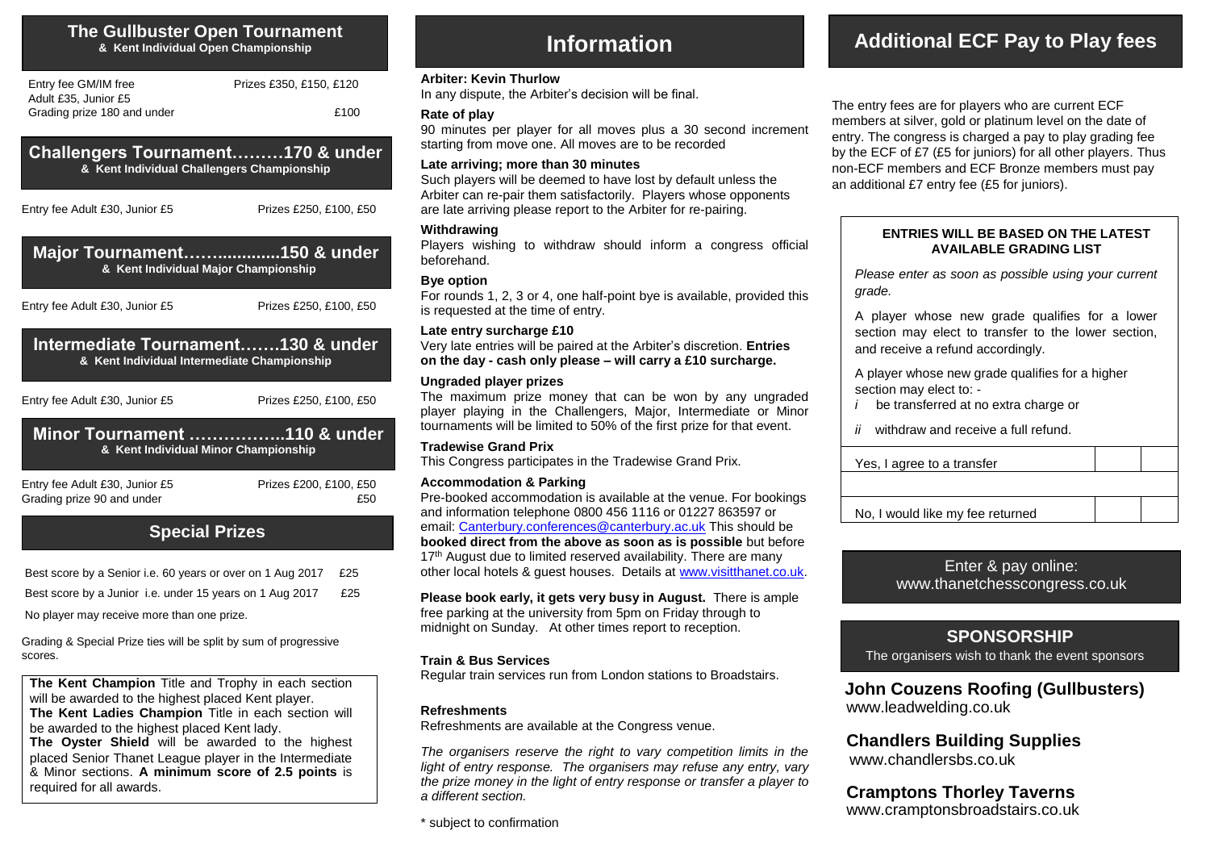## The Gullbuster Open Tournament

**& Kent Individual Open Championship**

Entry fee GM/IM free
Adult £35, Junior £5

Prizes £350, £150, £120

Grading prize 180 and under £100

## Challengers Tournament………170 & under

**& Kent Individual Challengers Championship**

Entry fee Adult £30, Junior £5 Prizes £250, £100, £50

## Major Tournament……............150 & under

**& Kent Individual Major Championship**

Entry fee Adult £30, Junior £5 Prizes £250, £100, £50

## Intermediate Tournament…….130 & under

**& Kent Individual Intermediate Championship**

Entry fee Adult £30, Junior £5 Prizes £250, £100, £50

## Minor Tournament ……………..110 & under

**& Kent Individual Minor Championship**

Entry fee Adult £30, Junior £5 Prizes £200, £100, £50

Grading prize 90 and under £50

## Special Prizes

Best score by a Senior i.e. 60 years or over on 1 Aug 2017 £25

Best score by a Junior i.e. under 15 years on 1 Aug 2017 £25

No player may receive more than one prize.

Grading & Special Prize ties will be split by sum of progressive scores.

**The Kent Champion** Title and Trophy in each section will be awarded to the highest placed Kent player.
**The Kent Ladies Champion** Title in each section will be awarded to the highest placed Kent lady.
**The Oyster Shield** will be awarded to the highest placed Senior Thanet League player in the Intermediate & Minor sections. **A minimum score of 2.5 points** is required for all awards.

# Information

**Arbiter: Kevin Thurlow**
In any dispute, the Arbiter's decision will be final.

**Rate of play**
90 minutes per player for all moves plus a 30 second increment starting from move one. All moves are to be recorded

**Late arriving; more than 30 minutes**
Such players will be deemed to have lost by default unless the Arbiter can re-pair them satisfactorily. Players whose opponents are late arriving please report to the Arbiter for re-pairing.

**Withdrawing**
Players wishing to withdraw should inform a congress official beforehand.

**Bye option**
For rounds 1, 2, 3 or 4, one half-point bye is available, provided this is requested at the time of entry.

**Late entry surcharge £10**
Very late entries will be paired at the Arbiter's discretion. **Entries on the day - cash only please – will carry a £10 surcharge.**

**Ungraded player prizes**
The maximum prize money that can be won by any ungraded player playing in the Challengers, Major, Intermediate or Minor tournaments will be limited to 50% of the first prize for that event.

**Tradewise Grand Prix**
This Congress participates in the Tradewise Grand Prix.

**Accommodation & Parking**
Pre-booked accommodation is available at the venue. For bookings and information telephone 0800 456 1116 or 01227 863597 or email: Canterbury.conferences@canterbury.ac.uk This should be **booked direct from the above as soon as is possible** but before 17th August due to limited reserved availability. There are many other local hotels & guest houses. Details at www.visitthanet.co.uk.

**Please book early, it gets very busy in August.** There is ample free parking at the university from 5pm on Friday through to midnight on Sunday. At other times report to reception.

**Train & Bus Services**
Regular train services run from London stations to Broadstairs.

**Refreshments**
Refreshments are available at the Congress venue.

*The organisers reserve the right to vary competition limits in the light of entry response. The organisers may refuse any entry, vary the prize money in the light of entry response or transfer a player to a different section.*

\* subject to confirmation

# Additional ECF Pay to Play fees

The entry fees are for players who are current ECF members at silver, gold or platinum level on the date of entry. The congress is charged a pay to play grading fee by the ECF of £7 (£5 for juniors) for all other players. Thus non-ECF members and ECF Bronze members must pay an additional £7 entry fee (£5 for juniors).

**ENTRIES WILL BE BASED ON THE LATEST AVAILABLE GRADING LIST**

*Please enter as soon as possible using your current grade.*

A player whose new grade qualifies for a lower section may elect to transfer to the lower section, and receive a refund accordingly.

A player whose new grade qualifies for a higher section may elect to: -

*i* be transferred at no extra charge or

*ii* withdraw and receive a full refund.

| | | |
|---|---|---|
| Yes, I agree to a transfer | | |
| | | |
| No, I would like my fee returned | | |

Enter & pay online:
www.thanetchesscongress.co.uk

## SPONSORSHIP

The organisers wish to thank the event sponsors

**John Couzens Roofing (Gullbusters)**
www.leadwelding.co.uk

**Chandlers Building Supplies**
www.chandlersbs.co.uk

**Cramptons Thorley Taverns**
www.cramptonsbroadstairs.co.uk